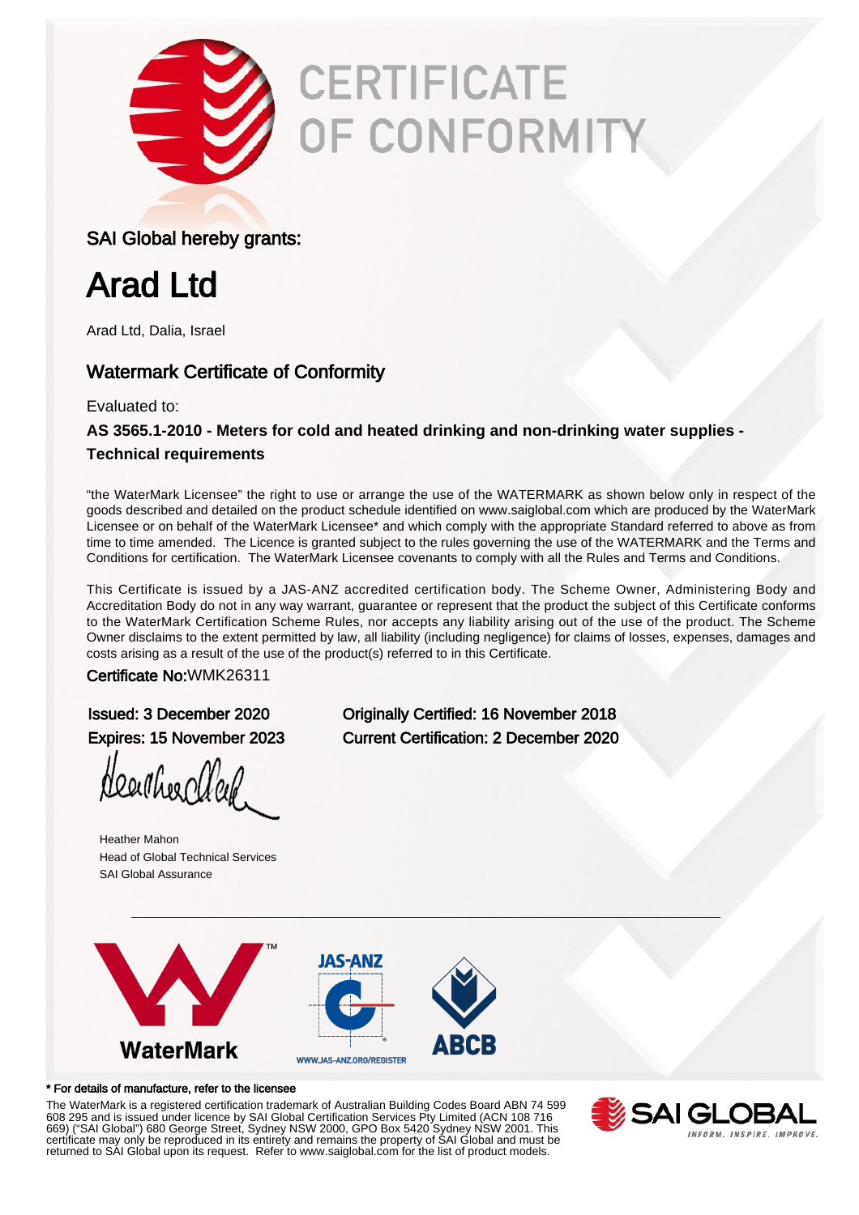# CERTIFICATE OF CONFORMITY

SAI Global hereby grants:

# Arad Ltd

Arad Ltd, Dalia, Israel

## Watermark Certificate of Conformity

Evaluated to:

**AS 3565.1-2010 - Meters for cold and heated drinking and non-drinking water supplies - Technical requirements**

"the WaterMark Licensee" the right to use or arrange the use of the WATERMARK as shown below only in respect of the goods described and detailed on the product schedule identified on www.saiglobal.com which are produced by the WaterMark Licensee or on behalf of the WaterMark Licensee* and which comply with the appropriate Standard referred to above as from time to time amended. The Licence is granted subject to the rules governing the use of the WATERMARK and the Terms and Conditions for certification. The WaterMark Licensee covenants to comply with all the Rules and Terms and Conditions.

This Certificate is issued by a JAS-ANZ accredited certification body. The Scheme Owner, Administering Body and Accreditation Body do not in any way warrant, guarantee or represent that the product the subject of this Certificate conforms to the WaterMark Certification Scheme Rules, nor accepts any liability arising out of the use of the product. The Scheme Owner disclaims to the extent permitted by law, all liability (including negligence) for claims of losses, expenses, damages and costs arising as a result of the use of the product(s) referred to in this Certificate.

Certificate No:WMK26311

Issued: 3 December 2020

Expires: 15 November 2023

Originally Certified: 16 November 2018

Current Certification: 2 December 2020

Heather Mahon
Head of Global Technical Services
SAI Global Assurance

WaterMark™

JAS-ANZ

WWW.JAS-ANZ.ORG/REGISTER

ABCB

\* For details of manufacture, refer to the licensee

The WaterMark is a registered certification trademark of Australian Building Codes Board ABN 74 599 608 295 and is issued under licence by SAI Global Certification Services Pty Limited (ACN 108 716 669) ("SAI Global") 680 George Street, Sydney NSW 2000, GPO Box 5420 Sydney NSW 2001. This certificate may only be reproduced in its entirety and remains the property of SAI Global and must be returned to SAI Global upon its request. Refer to www.saiglobal.com for the list of product models.

SAI GLOBAL
INFORM. INSPIRE. IMPROVE.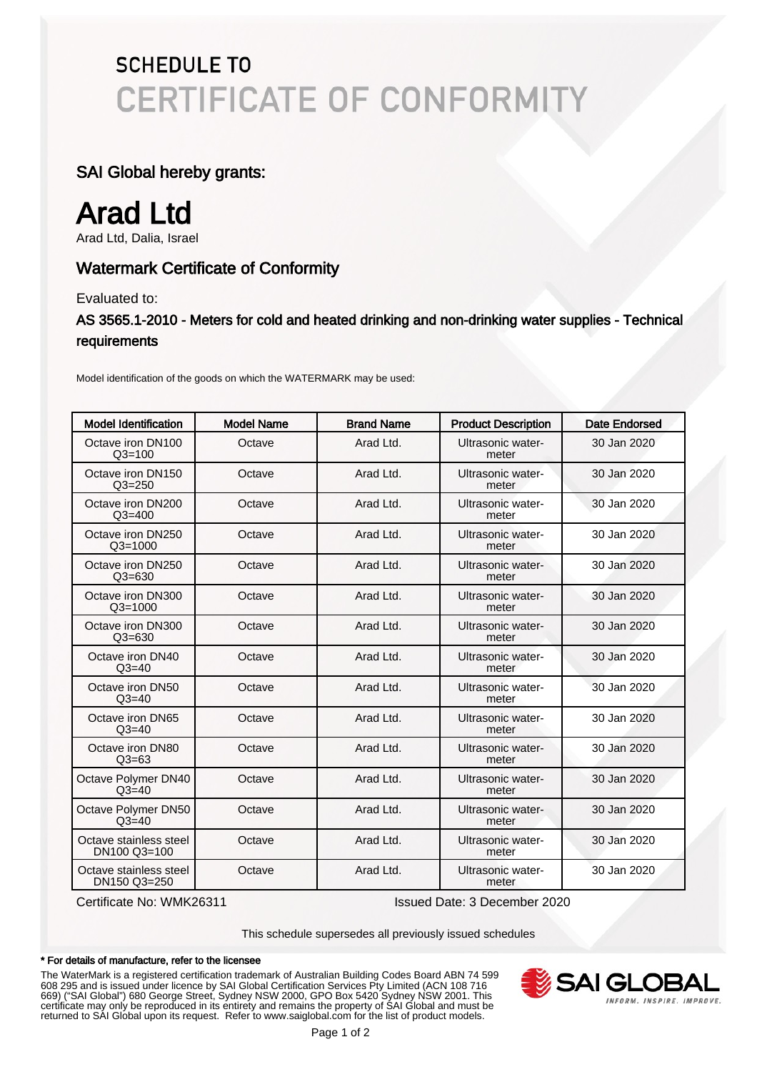# SCHEDULE TO
# CERTIFICATE OF CONFORMITY

## SAI Global hereby grants:

# Arad Ltd

Arad Ltd, Dalia, Israel

## Watermark Certificate of Conformity

Evaluated to:

### AS 3565.1-2010 - Meters for cold and heated drinking and non-drinking water supplies - Technical requirements

Model identification of the goods on which the WATERMARK may be used:

| Model Identification | Model Name | Brand Name | Product Description | Date Endorsed |
|---|---|---|---|---|
| Octave iron DN100 Q3=100 | Octave | Arad Ltd. | Ultrasonic water-meter | 30 Jan 2020 |
| Octave iron DN150 Q3=250 | Octave | Arad Ltd. | Ultrasonic water-meter | 30 Jan 2020 |
| Octave iron DN200 Q3=400 | Octave | Arad Ltd. | Ultrasonic water-meter | 30 Jan 2020 |
| Octave iron DN250 Q3=1000 | Octave | Arad Ltd. | Ultrasonic water-meter | 30 Jan 2020 |
| Octave iron DN250 Q3=630 | Octave | Arad Ltd. | Ultrasonic water-meter | 30 Jan 2020 |
| Octave iron DN300 Q3=1000 | Octave | Arad Ltd. | Ultrasonic water-meter | 30 Jan 2020 |
| Octave iron DN300 Q3=630 | Octave | Arad Ltd. | Ultrasonic water-meter | 30 Jan 2020 |
| Octave iron DN40 Q3=40 | Octave | Arad Ltd. | Ultrasonic water-meter | 30 Jan 2020 |
| Octave iron DN50 Q3=40 | Octave | Arad Ltd. | Ultrasonic water-meter | 30 Jan 2020 |
| Octave iron DN65 Q3=40 | Octave | Arad Ltd. | Ultrasonic water-meter | 30 Jan 2020 |
| Octave iron DN80 Q3=63 | Octave | Arad Ltd. | Ultrasonic water-meter | 30 Jan 2020 |
| Octave Polymer DN40 Q3=40 | Octave | Arad Ltd. | Ultrasonic water-meter | 30 Jan 2020 |
| Octave Polymer DN50 Q3=40 | Octave | Arad Ltd. | Ultrasonic water-meter | 30 Jan 2020 |
| Octave stainless steel DN100 Q3=100 | Octave | Arad Ltd. | Ultrasonic water-meter | 30 Jan 2020 |
| Octave stainless steel DN150 Q3=250 | Octave | Arad Ltd. | Ultrasonic water-meter | 30 Jan 2020 |

Certificate No: WMK26311 Issued Date: 3 December 2020

This schedule supersedes all previously issued schedules

**\* For details of manufacture, refer to the licensee**

The WaterMark is a registered certification trademark of Australian Building Codes Board ABN 74 599 608 295 and is issued under licence by SAI Global Certification Services Pty Limited (ACN 108 716 669) ("SAI Global") 680 George Street, Sydney NSW 2000, GPO Box 5420 Sydney NSW 2001. This certificate may only be reproduced in its entirety and remains the property of SAI Global and must be returned to SAI Global upon its request. Refer to www.saiglobal.com for the list of product models.

SAI GLOBAL
INFORM. INSPIRE. IMPROVE.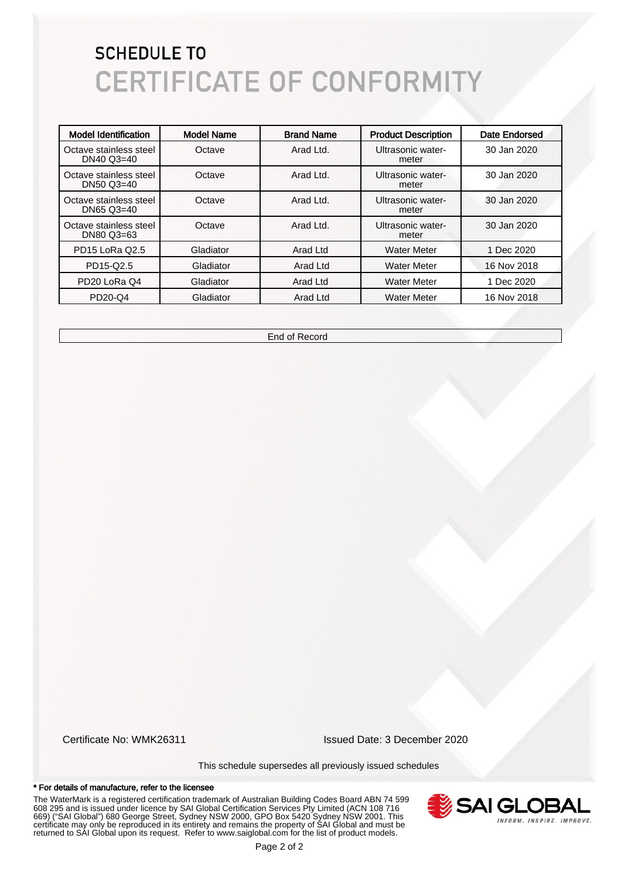# SCHEDULE TO

# CERTIFICATE OF CONFORMITY

| Model Identification | Model Name | Brand Name | Product Description | Date Endorsed |
|---|---|---|---|---|
| Octave stainless steel DN40 Q3=40 | Octave | Arad Ltd. | Ultrasonic water-meter | 30 Jan 2020 |
| Octave stainless steel DN50 Q3=40 | Octave | Arad Ltd. | Ultrasonic water-meter | 30 Jan 2020 |
| Octave stainless steel DN65 Q3=40 | Octave | Arad Ltd. | Ultrasonic water-meter | 30 Jan 2020 |
| Octave stainless steel DN80 Q3=63 | Octave | Arad Ltd. | Ultrasonic water-meter | 30 Jan 2020 |
| PD15 LoRa Q2.5 | Gladiator | Arad Ltd | Water Meter | 1 Dec 2020 |
| PD15-Q2.5 | Gladiator | Arad Ltd | Water Meter | 16 Nov 2018 |
| PD20 LoRa Q4 | Gladiator | Arad Ltd | Water Meter | 1 Dec 2020 |
| PD20-Q4 | Gladiator | Arad Ltd | Water Meter | 16 Nov 2018 |

End of Record

Certificate No: WMK26311

Issued Date: 3 December 2020

This schedule supersedes all previously issued schedules

**\* For details of manufacture, refer to the licensee**

The WaterMark is a registered certification trademark of Australian Building Codes Board ABN 74 599 608 295 and is issued under licence by SAI Global Certification Services Pty Limited (ACN 108 716 669) ("SAI Global") 680 George Street, Sydney NSW 2000, GPO Box 5420 Sydney NSW 2001. This certificate may only be reproduced in its entirety and remains the property of SAI Global and must be returned to SAI Global upon its request. Refer to www.saiglobal.com for the list of product models.

SAI GLOBAL
INFORM. INSPIRE. IMPROVE.